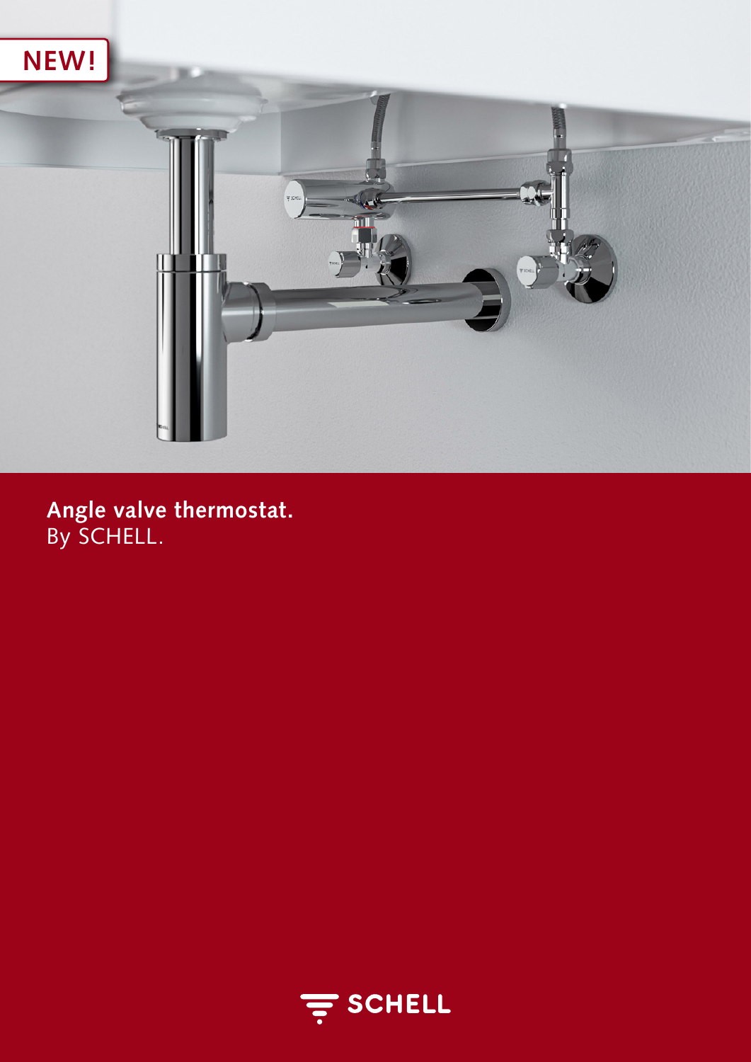NEW!

# Angle valve thermostat.
By SCHELL.

SCHELL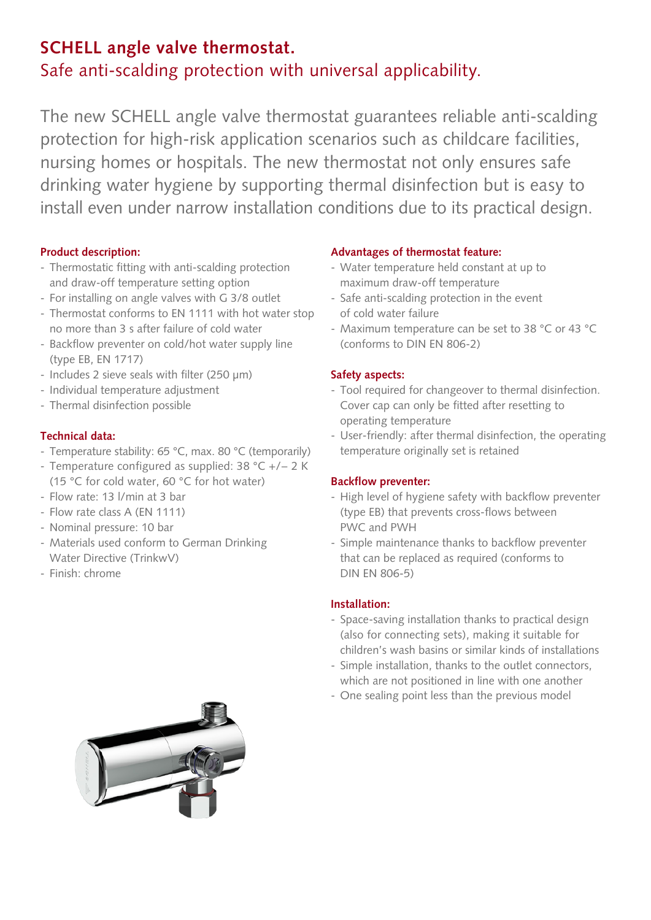# SCHELL angle valve thermostat.

## Safe anti-scalding protection with universal applicability.

The new SCHELL angle valve thermostat guarantees reliable anti-scalding protection for high-risk application scenarios such as childcare facilities, nursing homes or hospitals. The new thermostat not only ensures safe drinking water hygiene by supporting thermal disinfection but is easy to install even under narrow installation conditions due to its practical design.

### Product description:

- Thermostatic fitting with anti-scalding protection and draw-off temperature setting option
- For installing on angle valves with G 3/8 outlet
- Thermostat conforms to EN 1111 with hot water stop no more than 3 s after failure of cold water
- Backflow preventer on cold/hot water supply line (type EB, EN 1717)
- Includes 2 sieve seals with filter (250 µm)
- Individual temperature adjustment
- Thermal disinfection possible

### Technical data:

- Temperature stability: 65 °C, max. 80 °C (temporarily)
- Temperature configured as supplied: 38 °C +/– 2 K (15 °C for cold water, 60 °C for hot water)
- Flow rate: 13 l/min at 3 bar
- Flow rate class A (EN 1111)
- Nominal pressure: 10 bar
- Materials used conform to German Drinking Water Directive (TrinkwV)
- Finish: chrome

### Advantages of thermostat feature:

- Water temperature held constant at up to maximum draw-off temperature
- Safe anti-scalding protection in the event of cold water failure
- Maximum temperature can be set to 38 °C or 43 °C (conforms to DIN EN 806-2)

### Safety aspects:

- Tool required for changeover to thermal disinfection. Cover cap can only be fitted after resetting to operating temperature
- User-friendly: after thermal disinfection, the operating temperature originally set is retained

### Backflow preventer:

- High level of hygiene safety with backflow preventer (type EB) that prevents cross-flows between PWC and PWH
- Simple maintenance thanks to backflow preventer that can be replaced as required (conforms to DIN EN 806-5)

### Installation:

- Space-saving installation thanks to practical design (also for connecting sets), making it suitable for children's wash basins or similar kinds of installations
- Simple installation, thanks to the outlet connectors, which are not positioned in line with one another
- One sealing point less than the previous model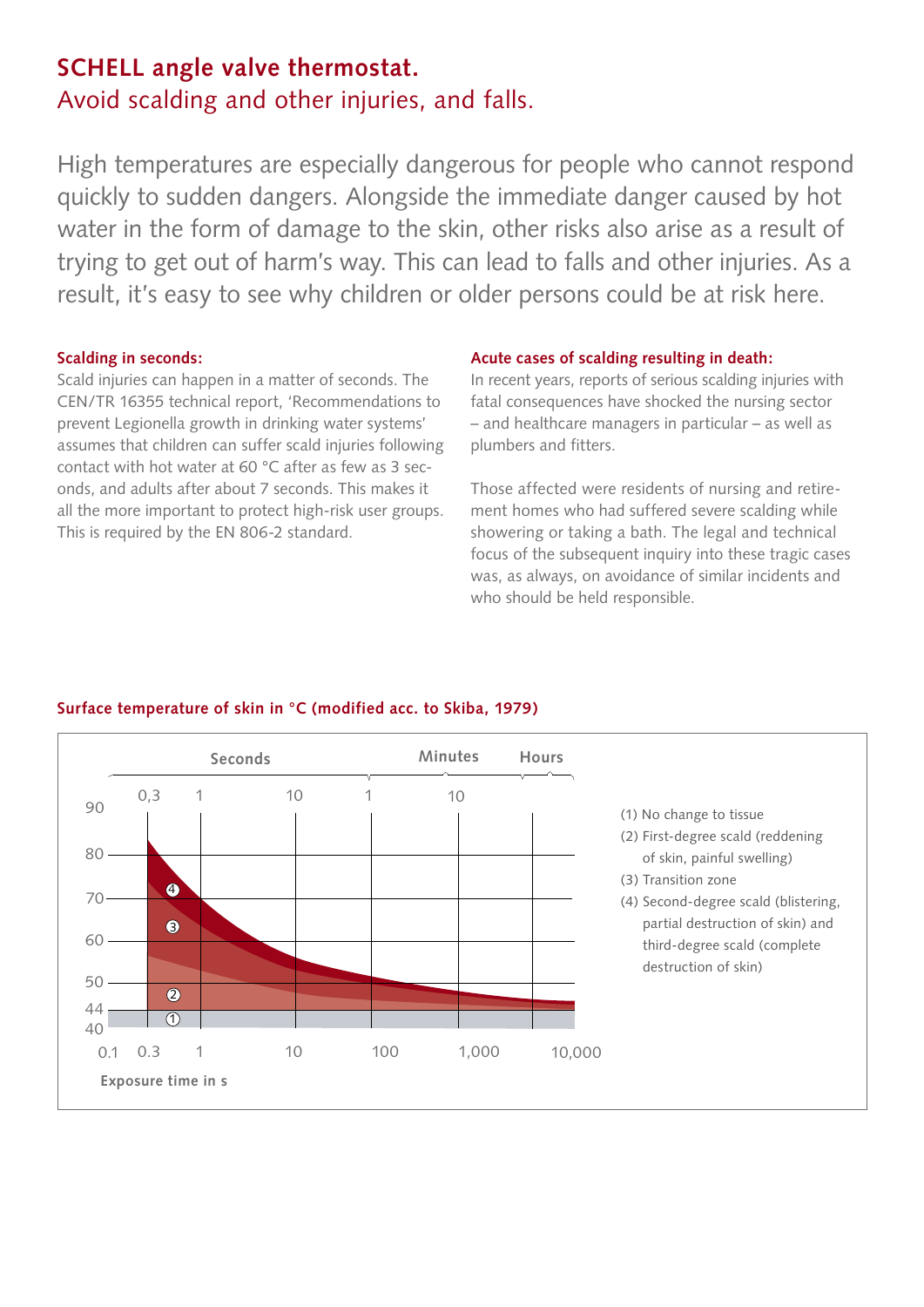# SCHELL angle valve thermostat.

## Avoid scalding and other injuries, and falls.

High temperatures are especially dangerous for people who cannot respond quickly to sudden dangers. Alongside the immediate danger caused by hot water in the form of damage to the skin, other risks also arise as a result of trying to get out of harm's way. This can lead to falls and other injuries. As a result, it's easy to see why children or older persons could be at risk here.

### Scalding in seconds:

Scald injuries can happen in a matter of seconds. The CEN/TR 16355 technical report, 'Recommendations to prevent Legionella growth in drinking water systems' assumes that children can suffer scald injuries following contact with hot water at 60 °C after as few as 3 seconds, and adults after about 7 seconds. This makes it all the more important to protect high-risk user groups. This is required by the EN 806-2 standard.

### Acute cases of scalding resulting in death:

In recent years, reports of serious scalding injuries with fatal consequences have shocked the nursing sector – and healthcare managers in particular – as well as plumbers and fitters.

Those affected were residents of nursing and retirement homes who had suffered severe scalding while showering or taking a bath. The legal and technical focus of the subsequent inquiry into these tragic cases was, as always, on avoidance of similar incidents and who should be held responsible.

### Surface temperature of skin in °C (modified acc. to Skiba, 1979)

Seconds: 0,3 – 1 – 10 | Minutes: 1 – 10 | Hours

Temperature axis: 40, 44, 50, 60, 70, 80, 90

Exposure time in s: 0.1, 0.3, 1, 10, 100, 1,000, 10,000

(1) No change to tissue
(2) First-degree scald (reddening of skin, painful swelling)
(3) Transition zone
(4) Second-degree scald (blistering, partial destruction of skin) and third-degree scald (complete destruction of skin)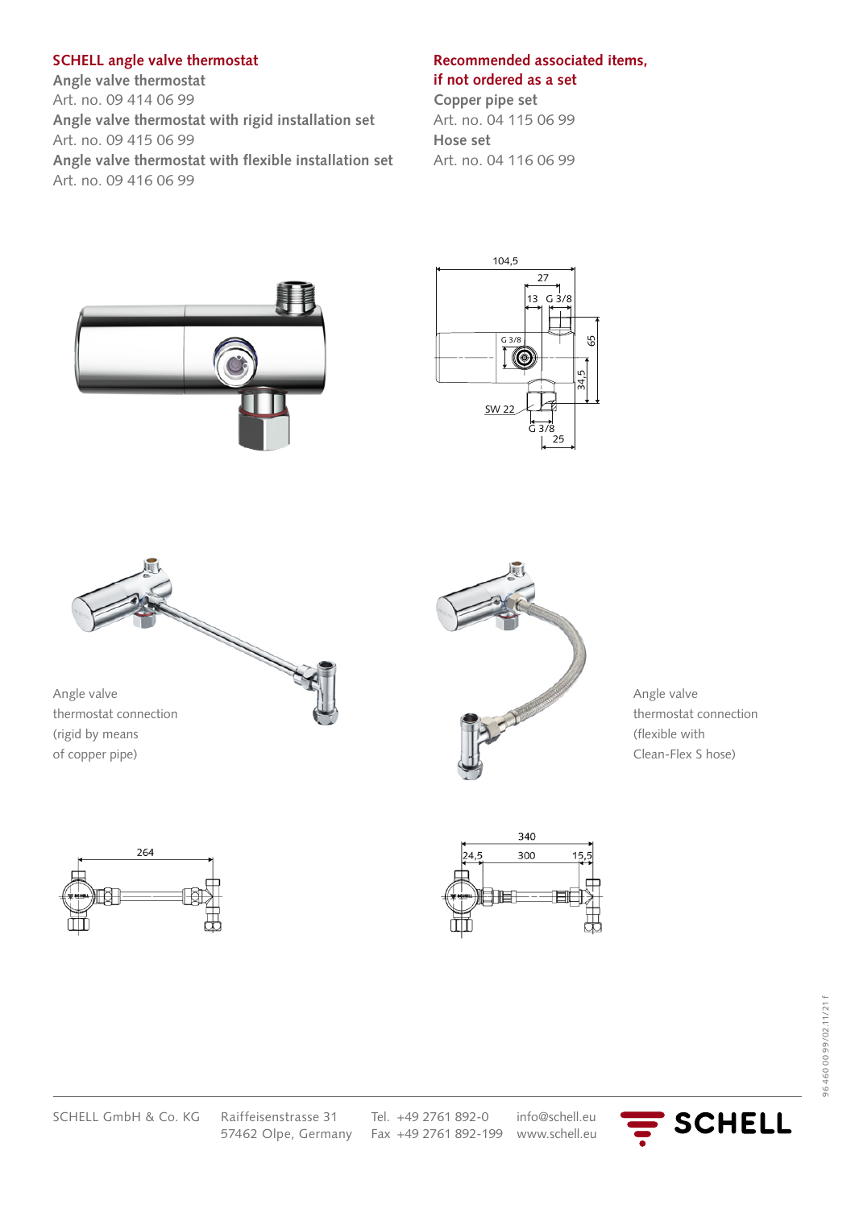**SCHELL angle valve thermostat**

**Angle valve thermostat**
Art. no. 09 414 06 99

**Angle valve thermostat with rigid installation set**
Art. no. 09 415 06 99

**Angle valve thermostat with flexible installation set**
Art. no. 09 416 06 99

**Recommended associated items, if not ordered as a set**

**Copper pipe set**
Art. no. 04 115 06 99

**Hose set**
Art. no. 04 116 06 99

104,5
27
13
G 3/8
G 3/8
65
34,5
SW 22
G 3/8
25

Angle valve thermostat connection (rigid by means of copper pipe)

Angle valve thermostat connection (flexible with Clean-Flex S hose)

264

340
24,5
300
15,5

96 460 00 99/02.11/21 f

SCHELL GmbH & Co. KG
Raiffeisenstrasse 31
57462 Olpe, Germany
Tel. +49 2761 892-0
Fax +49 2761 892-199
info@schell.eu
www.schell.eu